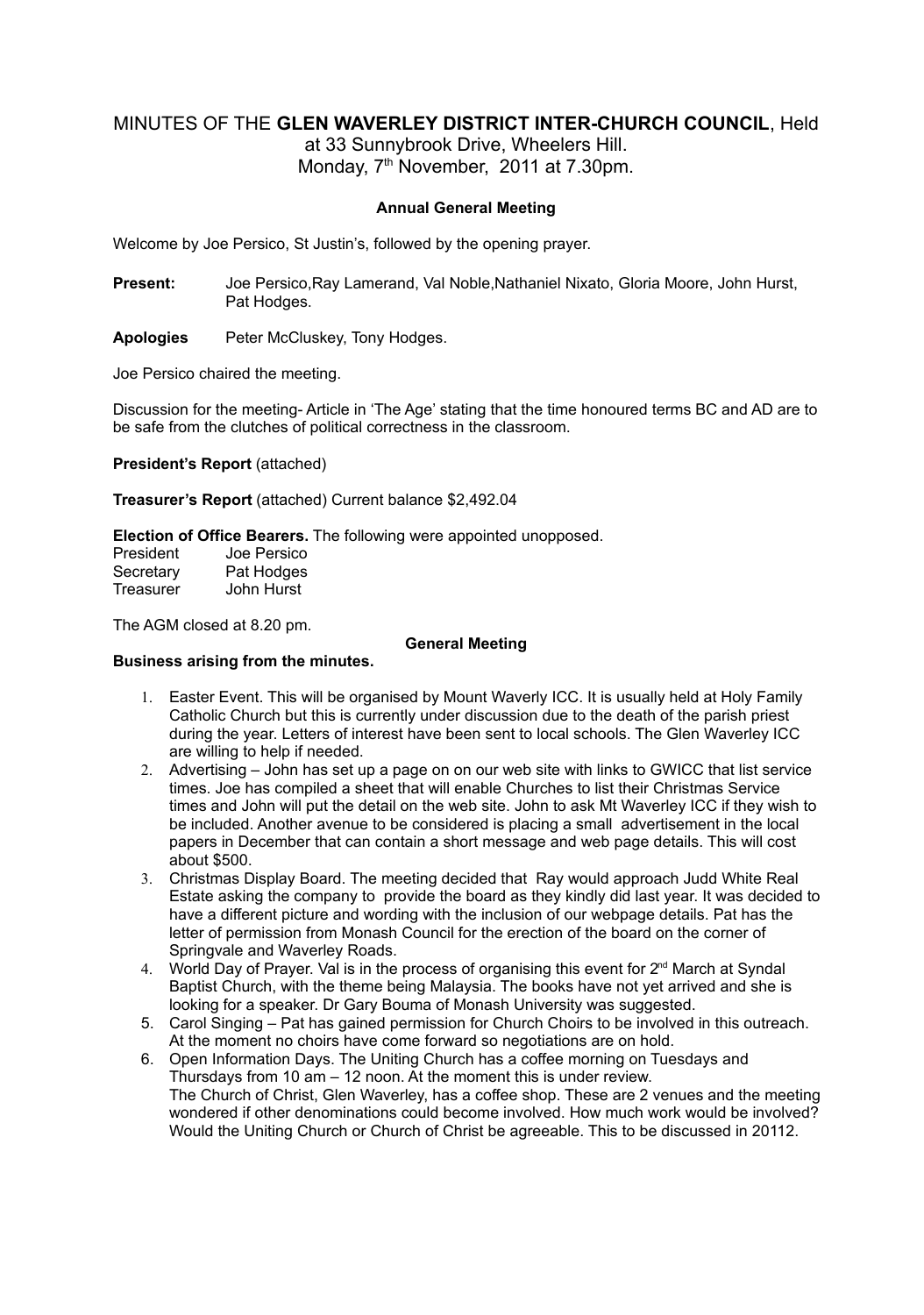# MINUTES OF THE **GLEN WAVERLEY DISTRICT INTER-CHURCH COUNCIL**, Held at 33 Sunnybrook Drive, Wheelers Hill. Monday, 7th November, 2011 at 7.30pm.

### Annual General Meeting

Welcome by Joe Persico, St Justin's, followed by the opening prayer.

**Present:** Joe Persico,Ray Lamerand, Val Noble,Nathaniel Nixato, Gloria Moore, John Hurst, Pat Hodges.

**Apologies** Peter McCluskey, Tony Hodges.

Joe Persico chaired the meeting.

Discussion for the meeting- Article in 'The Age' stating that the time honoured terms BC and AD are to be safe from the clutches of political correctness in the classroom.

**President's Report** (attached)

**Treasurer's Report** (attached) Current balance $2,492.04

**Election of Office Bearers.** The following were appointed unopposed.

| | |
|---|---|
| President | Joe Persico |
| Secretary | Pat Hodges |
| Treasurer | John Hurst |

The AGM closed at 8.20 pm.

### General Meeting

**Business arising from the minutes.**

1. Easter Event. This will be organised by Mount Waverly ICC. It is usually held at Holy Family Catholic Church but this is currently under discussion due to the death of the parish priest during the year. Letters of interest have been sent to local schools. The Glen Waverley ICC are willing to help if needed.
2. Advertising – John has set up a page on on our web site with links to GWICC that list service times. Joe has compiled a sheet that will enable Churches to list their Christmas Service times and John will put the detail on the web site. John to ask Mt Waverley ICC if they wish to be included. Another avenue to be considered is placing a small advertisement in the local papers in December that can contain a short message and web page details. This will cost about $500.
3. Christmas Display Board. The meeting decided that Ray would approach Judd White Real Estate asking the company to provide the board as they kindly did last year. It was decided to have a different picture and wording with the inclusion of our webpage details. Pat has the letter of permission from Monash Council for the erection of the board on the corner of Springvale and Waverley Roads.
4. World Day of Prayer. Val is in the process of organising this event for 2nd March at Syndal Baptist Church, with the theme being Malaysia. The books have not yet arrived and she is looking for a speaker. Dr Gary Bouma of Monash University was suggested.
5. Carol Singing – Pat has gained permission for Church Choirs to be involved in this outreach. At the moment no choirs have come forward so negotiations are on hold.
6. Open Information Days. The Uniting Church has a coffee morning on Tuesdays and Thursdays from 10 am – 12 noon. At the moment this is under review.
   The Church of Christ, Glen Waverley, has a coffee shop. These are 2 venues and the meeting wondered if other denominations could become involved. How much work would be involved? Would the Uniting Church or Church of Christ be agreeable. This to be discussed in 20112.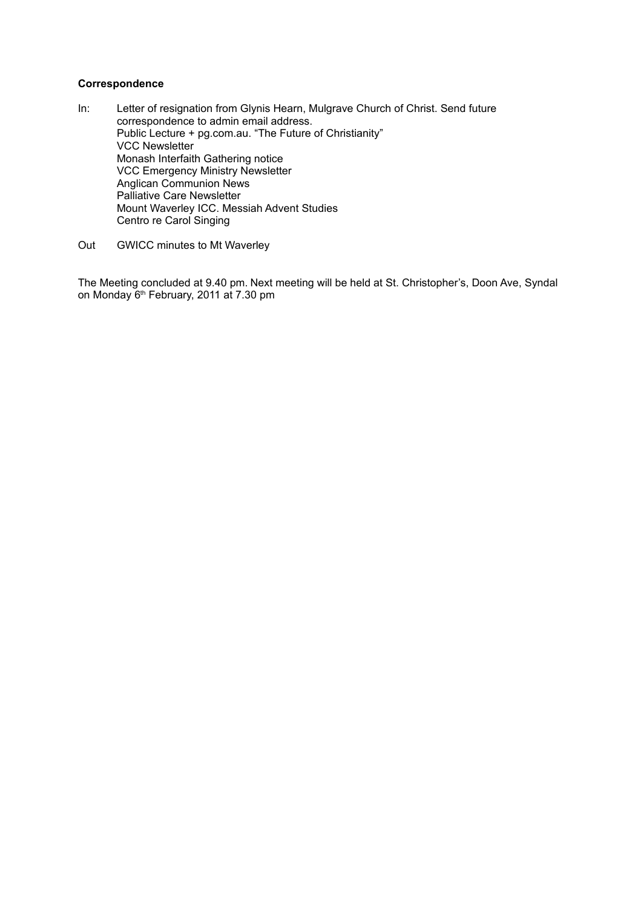**Correspondence**

In: Letter of resignation from Glynis Hearn, Mulgrave Church of Christ. Send future correspondence to admin email address.
Public Lecture + pg.com.au. "The Future of Christianity"
VCC Newsletter
Monash Interfaith Gathering notice
VCC Emergency Ministry Newsletter
Anglican Communion News
Palliative Care Newsletter
Mount Waverley ICC. Messiah Advent Studies
Centro re Carol Singing

Out GWICC minutes to Mt Waverley

The Meeting concluded at 9.40 pm. Next meeting will be held at St. Christopher's, Doon Ave, Syndal on Monday 6th February, 2011 at 7.30 pm